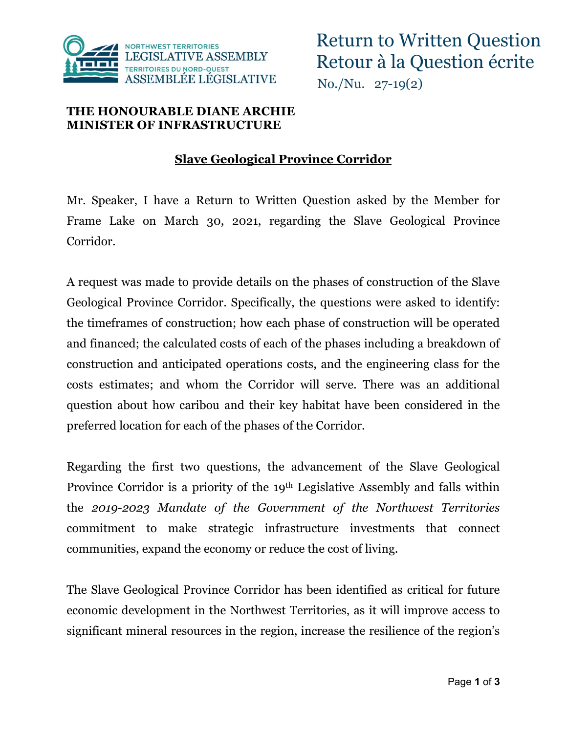# Return to Written Question
# Retour à la Question écrite

No./Nu. 27-19(2)

**THE HONOURABLE DIANE ARCHIE**
**MINISTER OF INFRASTRUCTURE**

## Slave Geological Province Corridor

Mr. Speaker, I have a Return to Written Question asked by the Member for Frame Lake on March 30, 2021, regarding the Slave Geological Province Corridor.

A request was made to provide details on the phases of construction of the Slave Geological Province Corridor. Specifically, the questions were asked to identify: the timeframes of construction; how each phase of construction will be operated and financed; the calculated costs of each of the phases including a breakdown of construction and anticipated operations costs, and the engineering class for the costs estimates; and whom the Corridor will serve. There was an additional question about how caribou and their key habitat have been considered in the preferred location for each of the phases of the Corridor.

Regarding the first two questions, the advancement of the Slave Geological Province Corridor is a priority of the 19th Legislative Assembly and falls within the *2019-2023 Mandate of the Government of the Northwest Territories* commitment to make strategic infrastructure investments that connect communities, expand the economy or reduce the cost of living.

The Slave Geological Province Corridor has been identified as critical for future economic development in the Northwest Territories, as it will improve access to significant mineral resources in the region, increase the resilience of the region's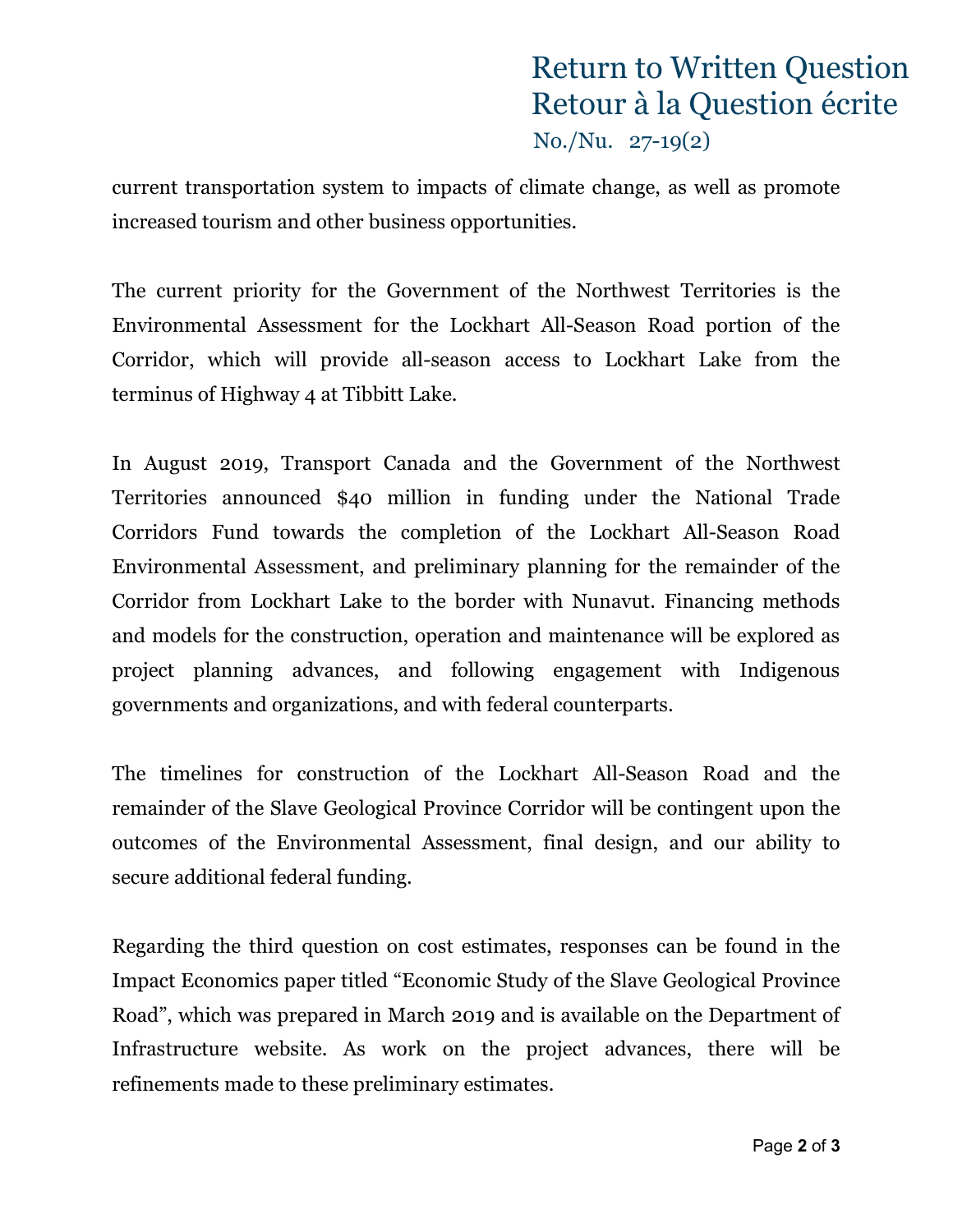current transportation system to impacts of climate change, as well as promote increased tourism and other business opportunities.

The current priority for the Government of the Northwest Territories is the Environmental Assessment for the Lockhart All-Season Road portion of the Corridor, which will provide all-season access to Lockhart Lake from the terminus of Highway 4 at Tibbitt Lake.

In August 2019, Transport Canada and the Government of the Northwest Territories announced $40 million in funding under the National Trade Corridors Fund towards the completion of the Lockhart All-Season Road Environmental Assessment, and preliminary planning for the remainder of the Corridor from Lockhart Lake to the border with Nunavut. Financing methods and models for the construction, operation and maintenance will be explored as project planning advances, and following engagement with Indigenous governments and organizations, and with federal counterparts.

The timelines for construction of the Lockhart All-Season Road and the remainder of the Slave Geological Province Corridor will be contingent upon the outcomes of the Environmental Assessment, final design, and our ability to secure additional federal funding.

Regarding the third question on cost estimates, responses can be found in the Impact Economics paper titled "Economic Study of the Slave Geological Province Road", which was prepared in March 2019 and is available on the Department of Infrastructure website. As work on the project advances, there will be refinements made to these preliminary estimates.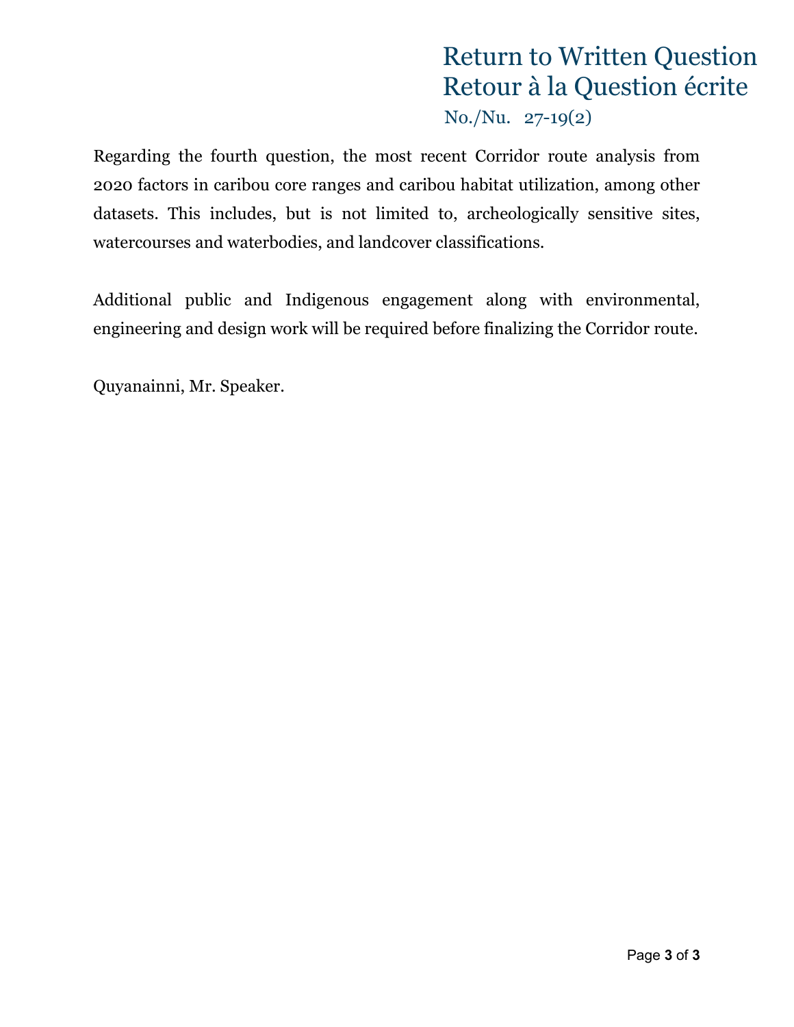Regarding the fourth question, the most recent Corridor route analysis from 2020 factors in caribou core ranges and caribou habitat utilization, among other datasets. This includes, but is not limited to, archeologically sensitive sites, watercourses and waterbodies, and landcover classifications.

Additional public and Indigenous engagement along with environmental, engineering and design work will be required before finalizing the Corridor route.

Quyanainni, Mr. Speaker.